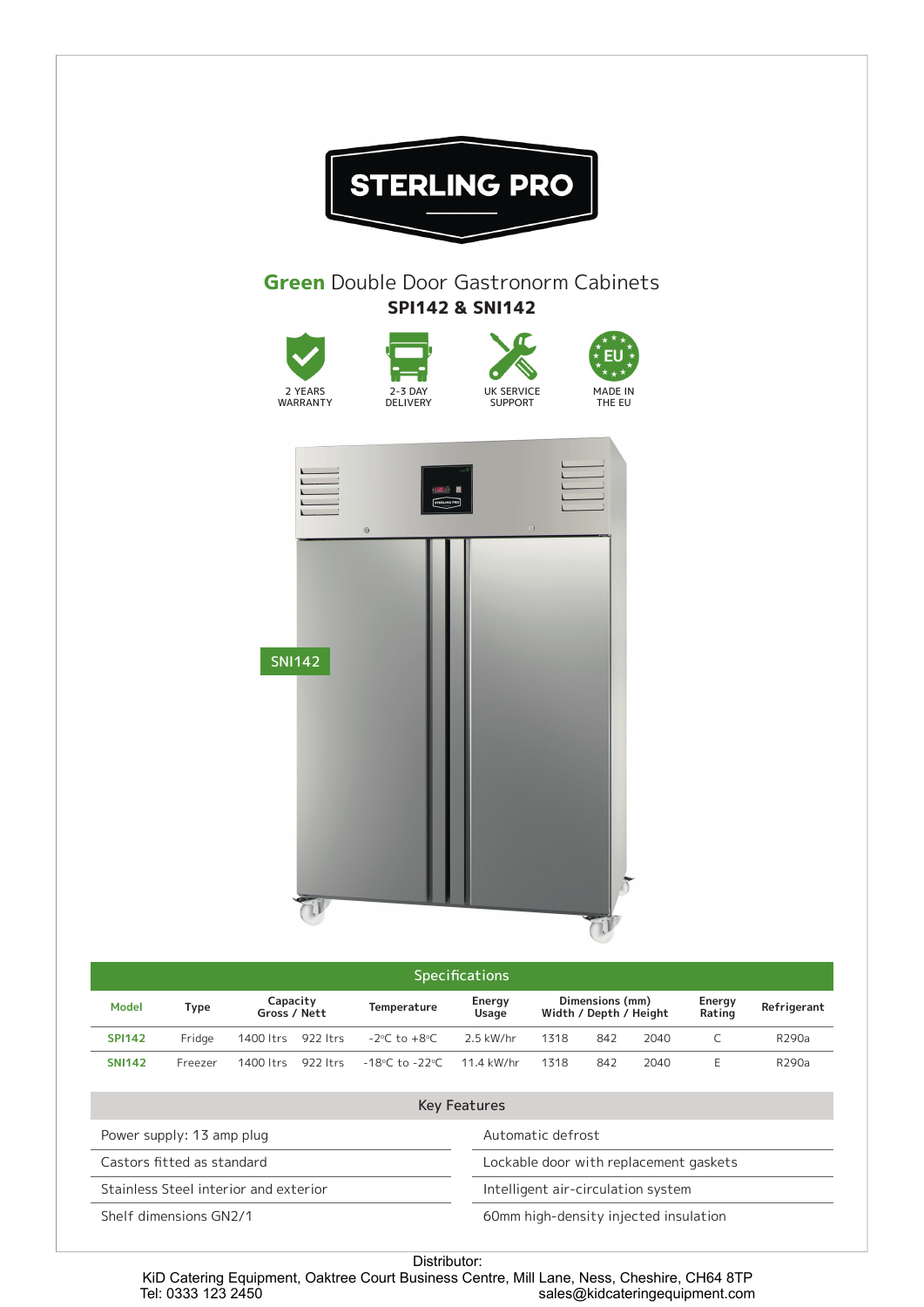# STERLING PRO

## **Green** Double Door Gastronorm Cabinets

### SPI142 & SNI142

2 YEARS WARRANTY

2-3 DAY DELIVERY

UK SERVICE SUPPORT

MADE IN THE EU

SNI142

## Specifications

| Model | Type | Capacity Gross | Capacity Nett | Temperature | Energy Usage | Dimensions (mm) Width | Depth | Height | Energy Rating | Refrigerant |
|---|---|---|---|---|---|---|---|---|---|---|
| **SPI142** | Fridge | 1400 ltrs | 922 ltrs | -2°C to +8°C | 2.5 kW/hr | 1318 | 842 | 2040 | C | R290a |
| **SNI142** | Freezer | 1400 ltrs | 922 ltrs | -18°C to -22°C | 11.4 kW/hr | 1318 | 842 | 2040 | E | R290a |

## Key Features

| | |
|---|---|
| Power supply: 13 amp plug | Automatic defrost |
| Castors fitted as standard | Lockable door with replacement gaskets |
| Stainless Steel interior and exterior | Intelligent air-circulation system |
| Shelf dimensions GN2/1 | 60mm high-density injected insulation |

Distributor:
KiD Catering Equipment, Oaktree Court Business Centre, Mill Lane, Ness, Cheshire, CH64 8TP
Tel: 0333 123 2450 sales@kidcateringequipment.com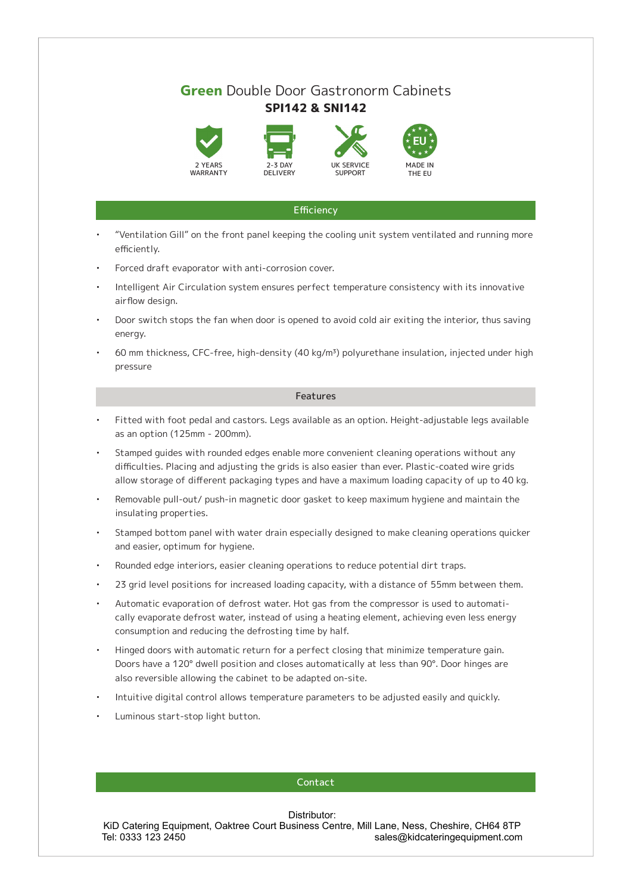# **Green** Double Door Gastronorm Cabinets

## SPI142 & SNI142

2 YEARS WARRANTY

2-3 DAY DELIVERY

UK SERVICE SUPPORT

MADE IN THE EU

## Efficiency

- "Ventilation Gill" on the front panel keeping the cooling unit system ventilated and running more efficiently.
- Forced draft evaporator with anti-corrosion cover.
- Intelligent Air Circulation system ensures perfect temperature consistency with its innovative airflow design.
- Door switch stops the fan when door is opened to avoid cold air exiting the interior, thus saving energy.
- 60 mm thickness, CFC-free, high-density (40 kg/m³) polyurethane insulation, injected under high pressure

## Features

- Fitted with foot pedal and castors. Legs available as an option. Height-adjustable legs available as an option (125mm - 200mm).
- Stamped guides with rounded edges enable more convenient cleaning operations without any difficulties. Placing and adjusting the grids is also easier than ever. Plastic-coated wire grids allow storage of different packaging types and have a maximum loading capacity of up to 40 kg.
- Removable pull-out/ push-in magnetic door gasket to keep maximum hygiene and maintain the insulating properties.
- Stamped bottom panel with water drain especially designed to make cleaning operations quicker and easier, optimum for hygiene.
- Rounded edge interiors, easier cleaning operations to reduce potential dirt traps.
- 23 grid level positions for increased loading capacity, with a distance of 55mm between them.
- Automatic evaporation of defrost water. Hot gas from the compressor is used to automatically evaporate defrost water, instead of using a heating element, achieving even less energy consumption and reducing the defrosting time by half.
- Hinged doors with automatic return for a perfect closing that minimize temperature gain. Doors have a 120° dwell position and closes automatically at less than 90°. Door hinges are also reversible allowing the cabinet to be adapted on-site.
- Intuitive digital control allows temperature parameters to be adjusted easily and quickly.
- Luminous start-stop light button.

## Contact

Distributor:

KiD Catering Equipment, Oaktree Court Business Centre, Mill Lane, Ness, Cheshire, CH64 8TP

Tel: 0333 123 2450 sales@kidcateringequipment.com